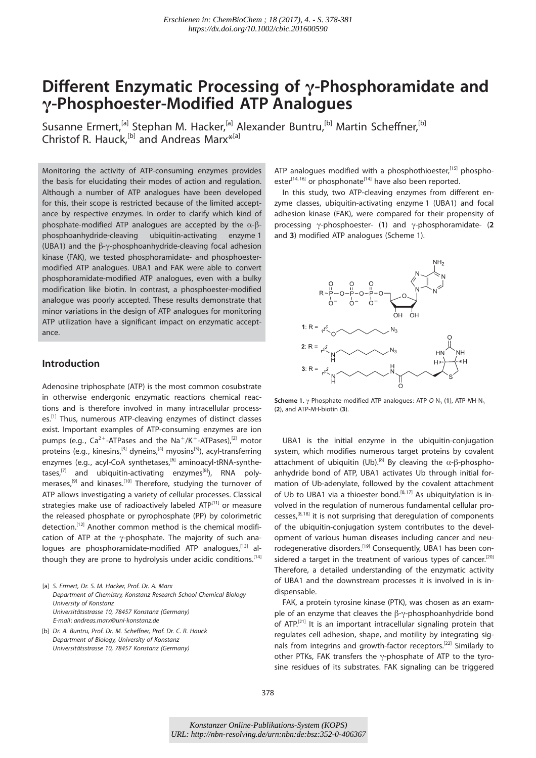Erschienen in: ChemBioChem ; 18 (2017), 4. - S. 378-381
https://dx.doi.org/10.1002/cbic.201600590

# Different Enzymatic Processing of γ-Phosphoramidate and γ-Phosphoester-Modified ATP Analogues

Susanne Ermert,[a] Stephan M. Hacker,[a] Alexander Buntru,[b] Martin Scheffner,[b] Christof R. Hauck,[b] and Andreas Marx*[a]

Monitoring the activity of ATP-consuming enzymes provides the basis for elucidating their modes of action and regulation. Although a number of ATP analogues have been developed for this, their scope is restricted because of the limited acceptance by respective enzymes. In order to clarify which kind of phosphate-modified ATP analogues are accepted by the α-β-phosphoanhydride-cleaving ubiquitin-activating enzyme 1 (UBA1) and the β-γ-phosphoanhydride-cleaving focal adhesion kinase (FAK), we tested phosphoramidate- and phosphoester-modified ATP analogues. UBA1 and FAK were able to convert phosphoramidate-modified ATP analogues, even with a bulky modification like biotin. In contrast, a phosphoester-modified analogue was poorly accepted. These results demonstrate that minor variations in the design of ATP analogues for monitoring ATP utilization have a significant impact on enzymatic acceptance.

## Introduction

Adenosine triphosphate (ATP) is the most common cosubstrate in otherwise endergonic enzymatic reactions chemical reactions and is therefore involved in many intracellular processes.[1] Thus, numerous ATP-cleaving enzymes of distinct classes exist. Important examples of ATP-consuming enzymes are ion pumps (e.g., $Ca^{2+}$-ATPases and the $Na^{+}/K^{+}$-ATPases),[2] motor proteins (e.g., kinesins,[3] dyneins,[4] myosins[5]), acyl-transferring enzymes (e.g., acyl-CoA synthetases,[6] aminoacyl-tRNA-synthetases,[7] and ubiquitin-activating enzymes[8]), RNA polymerases,[9] and kinases.[10] Therefore, studying the turnover of ATP allows investigating a variety of cellular processes. Classical strategies make use of radioactively labeled ATP[11] or measure the released phosphate or pyrophosphate (PP) by colorimetric detection.[12] Another common method is the chemical modification of ATP at the γ-phosphate. The majority of such analogues are phosphoramidate-modified ATP analogues,[13] although they are prone to hydrolysis under acidic conditions.[14] ATP analogues modified with a phosphothioester,[15] phosphoester[14,16] or phosphonate[14] have also been reported.

In this study, two ATP-cleaving enzymes from different enzyme classes, ubiquitin-activating enzyme 1 (UBA1) and focal adhesion kinase (FAK), were compared for their propensity of processing γ-phosphoester- (**1**) and γ-phosphoramidate- (**2** and **3**) modified ATP analogues (Scheme 1).

**Scheme 1.** γ-Phosphate-modified ATP analogues: ATP-*O*-$N_3$ (**1**), ATP-*NH*-$N_3$ (**2**), and ATP-*NH*-biotin (**3**).

UBA1 is the initial enzyme in the ubiquitin-conjugation system, which modifies numerous target proteins by covalent attachment of ubiquitin (Ub).[8] By cleaving the α-β-phosphoanhydride bond of ATP, UBA1 activates Ub through initial formation of Ub-adenylate, followed by the covalent attachment of Ub to UBA1 via a thioester bond.[8,17] As ubiquitylation is involved in the regulation of numerous fundamental cellular processes,[8,18] it is not surprising that deregulation of components of the ubiquitin-conjugation system contributes to the development of various human diseases including cancer and neurodegenerative disorders.[19] Consequently, UBA1 has been considered a target in the treatment of various types of cancer.[20] Therefore, a detailed understanding of the enzymatic activity of UBA1 and the downstream processes it is involved in is indispensable.

FAK, a protein tyrosine kinase (PTK), was chosen as an example of an enzyme that cleaves the β-γ-phosphoanhydride bond of ATP.[21] It is an important intracellular signaling protein that regulates cell adhesion, shape, and motility by integrating signals from integrins and growth-factor receptors.[22] Similarly to other PTKs, FAK transfers the γ-phosphate of ATP to the tyrosine residues of its substrates. FAK signaling can be triggered

[a] S. Ermert, Dr. S. M. Hacker, Prof. Dr. A. Marx
Department of Chemistry, Konstanz Research School Chemical Biology
University of Konstanz
Universitätsstrasse 10, 78457 Konstanz (Germany)
E-mail: andreas.marx@uni-konstanz.de

[b] Dr. A. Buntru, Prof. Dr. M. Scheffner, Prof. Dr. C. R. Hauck
Department of Biology, University of Konstanz
Universitätsstrasse 10, 78457 Konstanz (Germany)

Konstanzer Online-Publikations-System (KOPS)
URL: http://nbn-resolving.de/urn:nbn:de:bsz:352-0-406367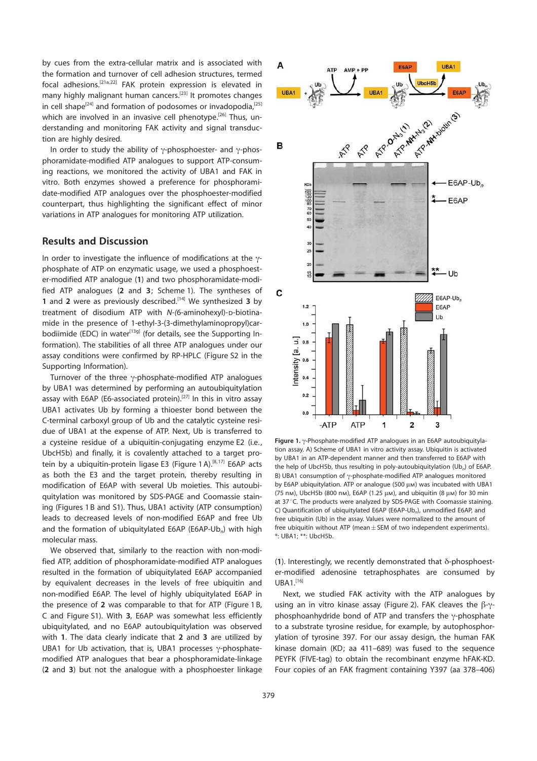by cues from the extra-cellular matrix and is associated with the formation and turnover of cell adhesion structures, termed focal adhesions.[21a,22] FAK protein expression is elevated in many highly malignant human cancers.[23] It promotes changes in cell shape[24] and formation of podosomes or invadopodia,[25] which are involved in an invasive cell phenotype.[26] Thus, understanding and monitoring FAK activity and signal transduction are highly desired.

In order to study the ability of γ-phosphoester- and γ-phosphoramidate-modified ATP analogues to support ATP-consuming reactions, we monitored the activity of UBA1 and FAK in vitro. Both enzymes showed a preference for phosphoramidate-modified ATP analogues over the phosphoester-modified counterpart, thus highlighting the significant effect of minor variations in ATP analogues for monitoring ATP utilization.

## Results and Discussion

In order to investigate the influence of modifications at the γ-phosphate of ATP on enzymatic usage, we used a phosphoester-modified ATP analogue (**1**) and two phosphoramidate-modified ATP analogues (**2** and **3**; Scheme 1). The syntheses of **1** and **2** were as previously described.[14] We synthesized **3** by treatment of disodium ATP with *N*-(6-aminohexyl)-D-biotinamide in the presence of 1-ethyl-3-(3-dimethylaminopropyl)carbodiimide (EDC) in water[13g] (for details, see the Supporting Information). The stabilities of all three ATP analogues under our assay conditions were confirmed by RP-HPLC (Figure S2 in the Supporting Information).

Turnover of the three γ-phosphate-modified ATP analogues by UBA1 was determined by performing an autoubiquitylation assay with E6AP (E6-associated protein).[27] In this in vitro assay UBA1 activates Ub by forming a thioester bond between the C-terminal carboxyl group of Ub and the catalytic cysteine residue of UBA1 at the expense of ATP. Next, Ub is transferred to a cysteine residue of a ubiquitin-conjugating enzyme E2 (i.e., UbcH5b) and finally, it is covalently attached to a target protein by a ubiquitin-protein ligase E3 (Figure 1 A).[8,17] E6AP acts as both the E3 and the target protein, thereby resulting in modification of E6AP with several Ub moieties. This autoubiquitylation was monitored by SDS-PAGE and Coomassie staining (Figures 1 B and S1). Thus, UBA1 activity (ATP consumption) leads to decreased levels of non-modified E6AP and free Ub and the formation of ubiquitylated E6AP (E6AP-Ub$_n$) with high molecular mass.

We observed that, similarly to the reaction with non-modified ATP, addition of phosphoramidate-modified ATP analogues resulted in the formation of ubiquitylated E6AP accompanied by equivalent decreases in the levels of free ubiquitin and non-modified E6AP. The level of highly ubiquitylated E6AP in the presence of **2** was comparable to that for ATP (Figure 1 B, C and Figure S1). With **3**, E6AP was somewhat less efficiently ubiquitylated, and no E6AP autoubiquitylation was observed with **1**. The data clearly indicate that **2** and **3** are utilized by UBA1 for Ub activation, that is, UBA1 processes γ-phosphate-modified ATP analogues that bear a phosphoramidate-linkage (**2** and **3**) but not the analogue with a phosphoester linkage (**1**). Interestingly, we recently demonstrated that δ-phosphoester-modified adenosine tetraphosphates are consumed by UBA1.[16]

Next, we studied FAK activity with the ATP analogues by using an in vitro kinase assay (Figure 2). FAK cleaves the β-γ-phosphoanhydride bond of ATP and transfers the γ-phosphate to a substrate tyrosine residue, for example, by autophosphorylation of tyrosine 397. For our assay design, the human FAK kinase domain (KD; aa 411–689) was fused to the sequence PEYFK (FIVE-tag) to obtain the recombinant enzyme hFAK-KD. Four copies of an FAK fragment containing Y397 (aa 378–406)

**Figure 1.** γ-Phosphate-modified ATP analogues in an E6AP autoubiquitylation assay. A) Scheme of UBA1 in vitro activity assay. Ubiquitin is activated by UBA1 in an ATP-dependent manner and then transferred to E6AP with the help of UbcH5b, thus resulting in poly-autoubiquitylation (Ub$_n$) of E6AP. B) UBA1 consumption of γ-phosphate-modified ATP analogues monitored by E6AP ubiquitylation. ATP or analogue (500 μM) was incubated with UBA1 (75 nM), UbcH5b (800 nM), E6AP (1.25 μM), and ubiquitin (8 μM) for 30 min at 37 °C. The products were analyzed by SDS-PAGE with Coomassie staining. C) Quantification of ubiquitylated E6AP (E6AP-Ub$_n$), unmodified E6AP, and free ubiquitin (Ub) in the assay. Values were normalized to the amount of free ubiquitin without ATP (mean ± SEM of two independent experiments). *: UBA1; **: UbcH5b.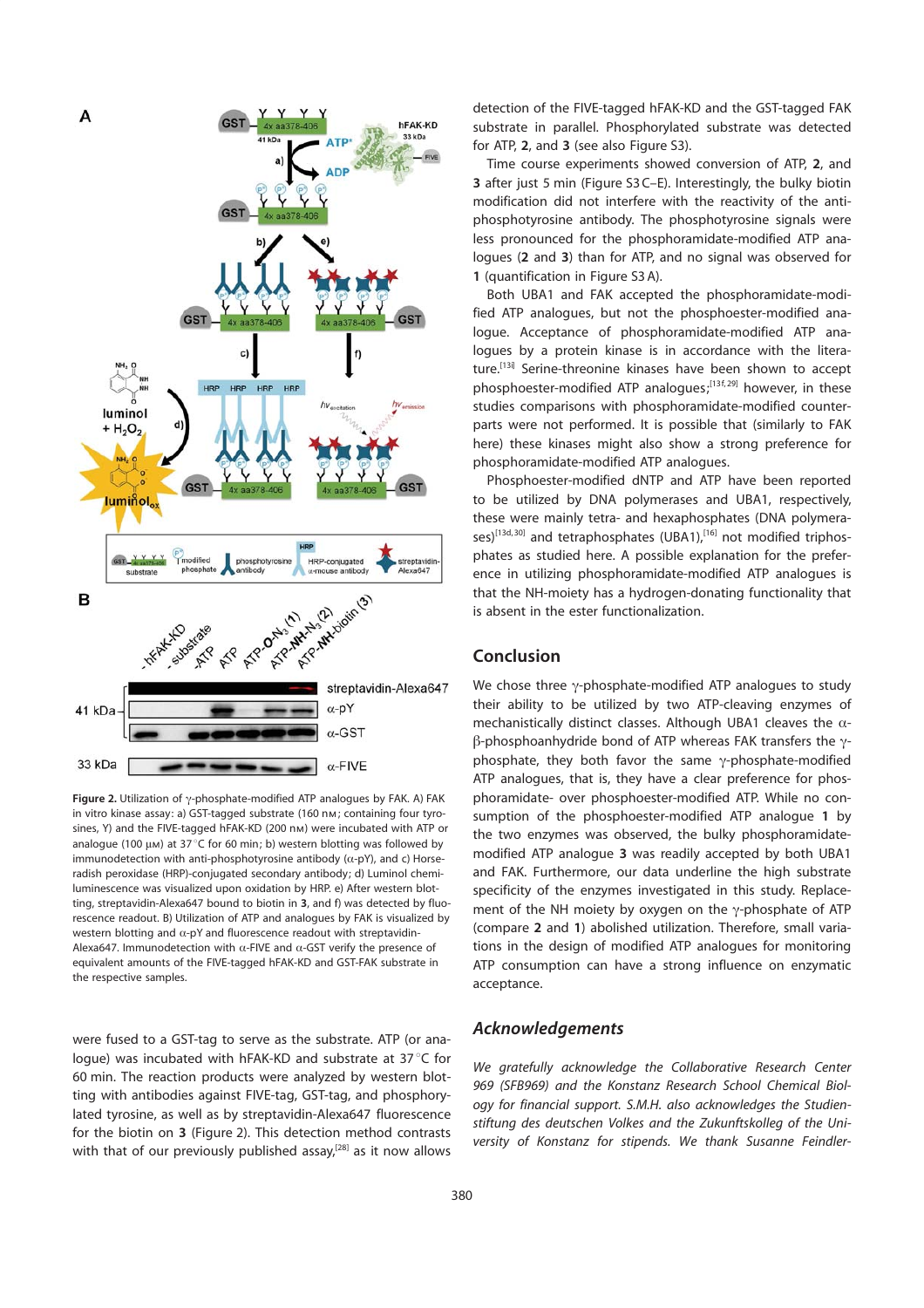**Figure 2.** Utilization of γ-phosphate-modified ATP analogues by FAK. A) FAK in vitro kinase assay: a) GST-tagged substrate (160 nM; containing four tyrosines, Y) and the FIVE-tagged hFAK-KD (200 nM) were incubated with ATP or analogue (100 μM) at 37 °C for 60 min; b) western blotting was followed by immunodetection with anti-phosphotyrosine antibody (α-pY), and c) Horseradish peroxidase (HRP)-conjugated secondary antibody; d) Luminol chemiluminescence was visualized upon oxidation by HRP. e) After western blotting, streptavidin-Alexa647 bound to biotin in **3**, and f) was detected by fluorescence readout. B) Utilization of ATP and analogues by FAK is visualized by western blotting and α-pY and fluorescence readout with streptavidin-Alexa647. Immunodetection with α-FIVE and α-GST verify the presence of equivalent amounts of the FIVE-tagged hFAK-KD and GST-FAK substrate in the respective samples.

were fused to a GST-tag to serve as the substrate. ATP (or analogue) was incubated with hFAK-KD and substrate at 37 °C for 60 min. The reaction products were analyzed by western blotting with antibodies against FIVE-tag, GST-tag, and phosphorylated tyrosine, as well as by streptavidin-Alexa647 fluorescence for the biotin on **3** (Figure 2). This detection method contrasts with that of our previously published assay,[28] as it now allows detection of the FIVE-tagged hFAK-KD and the GST-tagged FAK substrate in parallel. Phosphorylated substrate was detected for ATP, **2**, and **3** (see also Figure S3).

Time course experiments showed conversion of ATP, **2**, and **3** after just 5 min (Figure S3 C–E). Interestingly, the bulky biotin modification did not interfere with the reactivity of the anti-phosphotyrosine antibody. The phosphotyrosine signals were less pronounced for the phosphoramidate-modified ATP analogues (**2** and **3**) than for ATP, and no signal was observed for **1** (quantification in Figure S3 A).

Both UBA1 and FAK accepted the phosphoramidate-modified ATP analogues, but not the phosphoester-modified analogue. Acceptance of phosphoramidate-modified ATP analogues by a protein kinase is in accordance with the literature.[13i] Serine-threonine kinases have been shown to accept phosphoester-modified ATP analogues;[13f,29] however, in these studies comparisons with phosphoramidate-modified counterparts were not performed. It is possible that (similarly to FAK here) these kinases might also show a strong preference for phosphoramidate-modified ATP analogues.

Phosphoester-modified dNTP and ATP have been reported to be utilized by DNA polymerases and UBA1, respectively, these were mainly tetra- and hexaphosphates (DNA polymerases)[13d,30] and tetraphosphates (UBA1),[16] not modified triphosphates as studied here. A possible explanation for the preference in utilizing phosphoramidate-modified ATP analogues is that the NH-moiety has a hydrogen-donating functionality that is absent in the ester functionalization.

## Conclusion

We chose three γ-phosphate-modified ATP analogues to study their ability to be utilized by two ATP-cleaving enzymes of mechanistically distinct classes. Although UBA1 cleaves the α-β-phosphoanhydride bond of ATP whereas FAK transfers the γ-phosphate, they both favor the same γ-phosphate-modified ATP analogues, that is, they have a clear preference for phosphoramidate- over phosphoester-modified ATP. While no consumption of the phosphoester-modified ATP analogue **1** by the two enzymes was observed, the bulky phosphoramidate-modified ATP analogue **3** was readily accepted by both UBA1 and FAK. Furthermore, our data underline the high substrate specificity of the enzymes investigated in this study. Replacement of the NH moiety by oxygen on the γ-phosphate of ATP (compare **2** and **1**) abolished utilization. Therefore, small variations in the design of modified ATP analogues for monitoring ATP consumption can have a strong influence on enzymatic acceptance.

## Acknowledgements

*We gratefully acknowledge the Collaborative Research Center 969 (SFB969) and the Konstanz Research School Chemical Biology for financial support. S.M.H. also acknowledges the Studienstiftung des deutschen Volkes and the Zukunftskolleg of the University of Konstanz for stipends. We thank Susanne Feindler-*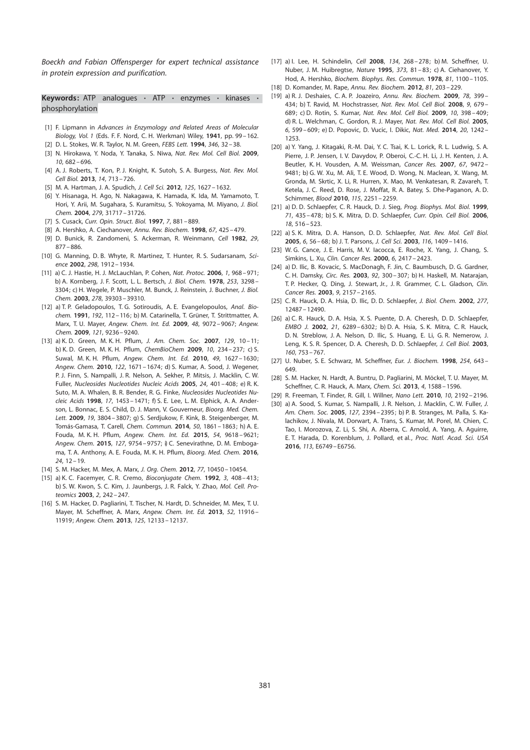Boeckh and Fabian Offensperger for expert technical assistance in protein expression and purification.

**Keywords:** ATP analogues · ATP · enzymes · kinases · phosphorylation

[1] F. Lipmann in *Advances in Enzymology and Related Areas of Molecular Biology, Vol. 1* (Eds. F. F. Nord, C. H. Werkman) Wiley, **1941**, pp. 99–162.

[2] D. L. Stokes, W. R. Taylor, N. M. Green, *FEBS Lett.* **1994**, *346*, 32–38.

[3] N. Hirokawa, Y. Noda, Y. Tanaka, S. Niwa, *Nat. Rev. Mol. Cell Biol.* **2009**, *10*, 682–696.

[4] A. J. Roberts, T. Kon, P. J. Knight, K. Sutoh, S. A. Burgess, *Nat. Rev. Mol. Cell Biol.* **2013**, *14*, 713–726.

[5] M. A. Hartman, J. A. Spudich, *J. Cell Sci.* **2012**, *125*, 1627–1632.

[6] Y. Hisanaga, H. Ago, N. Nakagawa, K. Hamada, K. Ida, M. Yamamoto, T. Hori, Y. Arii, M. Sugahara, S. Kuramitsu, S. Yokoyama, M. Miyano, *J. Biol. Chem.* **2004**, *279*, 31717–31726.

[7] S. Cusack, *Curr. Opin. Struct. Biol.* **1997**, *7*, 881–889.

[8] A. Hershko, A. Ciechanover, *Annu. Rev. Biochem.* **1998**, *67*, 425–479.

[9] D. Bunick, R. Zandomeni, S. Ackerman, R. Weinmann, *Cell* **1982**, *29*, 877–886.

[10] G. Manning, D. B. Whyte, R. Martinez, T. Hunter, R. S. Sudarsanam, *Science* **2002**, *298*, 1912–1934.

[11] a) C. J. Hastie, H. J. McLauchlan, P. Cohen, *Nat. Protoc.* **2006**, *1*, 968–971; b) A. Kornberg, J. F. Scott, L. L. Bertsch, *J. Biol. Chem.* **1978**, *253*, 3298–3304; c) H. Wegele, P. Muschler, M. Bunck, J. Reinstein, J. Buchner, *J. Biol. Chem.* **2003**, *278*, 39303–39310.

[12] a) T. P. Geladopoulos, T. G. Sotiroudis, A. E. Evangelopoulos, *Anal. Biochem.* **1991**, *192*, 112–116; b) M. Catarinella, T. Grüner, T. Strittmatter, A. Marx, T. U. Mayer, *Angew. Chem. Int. Ed.* **2009**, *48*, 9072–9067; *Angew. Chem.* **2009**, *121*, 9236–9240.

[13] a) K. D. Green, M. K. H. Pflum, *J. Am. Chem. Soc.* **2007**, *129*, 10–11; b) K. D. Green, M. K. H. Pflum, *ChemBioChem* **2009**, *10*, 234–237; c) S. Suwal, M. K. H. Pflum, *Angew. Chem. Int. Ed.* **2010**, *49*, 1627–1630; *Angew. Chem.* **2010**, *122*, 1671–1674; d) S. Kumar, A. Sood, J. Wegener, P. J. Finn, S. Nampalli, J. R. Nelson, A. Sekher, P. Mitsis, J. Macklin, C. W. Fuller, *Nucleosides Nucleotides Nucleic Acids* **2005**, *24*, 401–408; e) R. K. Suto, M. A. Whalen, B. R. Bender, R. G. Finke, *Nucleosides Nucleotides Nucleic Acids* **1998**, *17*, 1453–1471; f) S. E. Lee, L. M. Elphick, A. A. Anderson, L. Bonnac, E. S. Child, D. J. Mann, V. Gouverneur, *Bioorg. Med. Chem. Lett.* **2009**, *19*, 3804–3807; g) S. Serdjukow, F. Kink, B. Steigenberger, M. Tomás-Gamasa, T. Carell, *Chem. Commun.* **2014**, *50*, 1861–1863; h) A. E. Fouda, M. K. H. Pflum, *Angew. Chem. Int. Ed.* **2015**, *54*, 9618–9621; *Angew. Chem.* **2015**, *127*, 9754–9757; i) C. Senevirathne, D. M. Embogama, T. A. Anthony, A. E. Fouda, M. K. H. Pflum, *Bioorg. Med. Chem.* **2016**, *24*, 12–19.

[14] S. M. Hacker, M. Mex, A. Marx, *J. Org. Chem.* **2012**, *77*, 10450–10454.

[15] a) K. C. Facemyer, C. R. Cremo, *Bioconjugate Chem.* **1992**, *3*, 408–413; b) S. W. Kwon, S. C. Kim, J. Jaunbergs, J. R. Falck, Y. Zhao, *Mol. Cell. Proteomics* **2003**, *2*, 242–247.

[16] S. M. Hacker, D. Pagliarini, T. Tischer, N. Hardt, D. Schneider, M. Mex, T. U. Mayer, M. Scheffner, A. Marx, *Angew. Chem. Int. Ed.* **2013**, *52*, 11916–11919; *Angew. Chem.* **2013**, *125*, 12133–12137.

[17] a) I. Lee, H. Schindelin, *Cell* **2008**, *134*, 268–278; b) M. Scheffner, U. Nuber, J. M. Huibregtse, *Nature* **1995**, *373*, 81–83; c) A. Ciehanover, Y. Hod, A. Hershko, *Biochem. Biophys. Res. Commun.* **1978**, *81*, 1100–1105.

[18] D. Komander, M. Rape, *Annu. Rev. Biochem.* **2012**, *81*, 203–229.

[19] a) R. J. Deshaies, C. A. P. Joazeiro, *Annu. Rev. Biochem.* **2009**, *78*, 399–434; b) T. Ravid, M. Hochstrasser, *Nat. Rev. Mol. Cell Biol.* **2008**, *9*, 679–689; c) D. Rotin, S. Kumar, *Nat. Rev. Mol. Cell Biol.* **2009**, *10*, 398–409; d) R. L. Welchman, C. Gordon, R. J. Mayer, *Nat. Rev. Mol. Cell Biol.* **2005**, *6*, 599–609; e) D. Popovic, D. Vucic, I. Dikic, *Nat. Med.* **2014**, *20*, 1242–1253.

[20] a) Y. Yang, J. Kitagaki, R.-M. Dai, Y. C. Tsai, K. L. Lorick, R. L. Ludwig, S. A. Pierre, J. P. Jensen, I. V. Davydov, P. Oberoi, C.-C. H. Li, J. H. Kenten, J. A. Beutler, K. H. Vousden, A. M. Weissman, *Cancer Res.* **2007**, *67*, 9472–9481; b) G. W. Xu, M. Ali, T. E. Wood, D. Wong, N. Maclean, X. Wang, M. Gronda, M. Skrtic, X. Li, R. Hurren, X. Mao, M. Venkatesan, R. Zavareh, T. Ketela, J. C. Reed, D. Rose, J. Moffat, R. A. Batey, S. Dhe-Paganon, A. D. Schimmer, *Blood* **2010**, *115*, 2251–2259.

[21] a) D. D. Schlaepfer, C. R. Hauck, D. J. Sieg, *Prog. Biophys. Mol. Biol.* **1999**, *71*, 435–478; b) S. K. Mitra, D. D. Schlaepfer, *Curr. Opin. Cell Biol.* **2006**, *18*, 516–523.

[22] a) S. K. Mitra, D. A. Hanson, D. D. Schlaepfer, *Nat. Rev. Mol. Cell Biol.* **2005**, *6*, 56–68; b) J. T. Parsons, *J. Cell Sci.* **2003**, *116*, 1409–1416.

[23] W. G. Cance, J. E. Harris, M. V. Iacocca, E. Roche, X. Yang, J. Chang, S. Simkins, L. Xu, *Clin. Cancer Res.* **2000**, *6*, 2417–2423.

[24] a) D. Ilic, B. Kovacic, S. MacDonagh, F. Jin, C. Baumbusch, D. G. Gardner, C. H. Damsky, *Circ. Res.* **2003**, *92*, 300–307; b) H. Haskell, M. Natarajan, T. P. Hecker, Q. Ding, J. Stewart, Jr., J. R. Grammer, C. L. Gladson, *Clin. Cancer Res.* **2003**, *9*, 2157–2165.

[25] C. R. Hauck, D. A. Hsia, D. Ilic, D. D. Schlaepfer, *J. Biol. Chem.* **2002**, *277*, 12487–12490.

[26] a) C. R. Hauck, D. A. Hsia, X. S. Puente, D. A. Cheresh, D. D. Schlaepfer, *EMBO J.* **2002**, *21*, 6289–6302; b) D. A. Hsia, S. K. Mitra, C. R. Hauck, D. N. Streblow, J. A. Nelson, D. Ilic, S. Huang, E. Li, G. R. Nemerow, J. Leng, K. S. R. Spencer, D. A. Cheresh, D. D. Schlaepfer, *J. Cell Biol.* **2003**, *160*, 753–767.

[27] U. Nuber, S. E. Schwarz, M. Scheffner, *Eur. J. Biochem.* **1998**, *254*, 643–649.

[28] S. M. Hacker, N. Hardt, A. Buntru, D. Pagliarini, M. Möckel, T. U. Mayer, M. Scheffner, C. R. Hauck, A. Marx, *Chem. Sci.* **2013**, *4*, 1588–1596.

[29] R. Freeman, T. Finder, R. Gill, I. Willner, *Nano Lett.* **2010**, *10*, 2192–2196.

[30] a) A. Sood, S. Kumar, S. Nampalli, J. R. Nelson, J. Macklin, C. W. Fuller, *J. Am. Chem. Soc.* **2005**, *127*, 2394–2395; b) P. B. Stranges, M. Palla, S. Kalachikov, J. Nivala, M. Dorwart, A. Trans, S. Kumar, M. Porel, M. Chien, C. Tao, I. Morozova, Z. Li, S. Shi, A. Aberra, C. Arnold, A. Yang, A. Aguirre, E. T. Harada, D. Korenblum, J. Pollard, et al., *Proc. Natl. Acad. Sci. USA* **2016**, *113*, E6749–E6756.